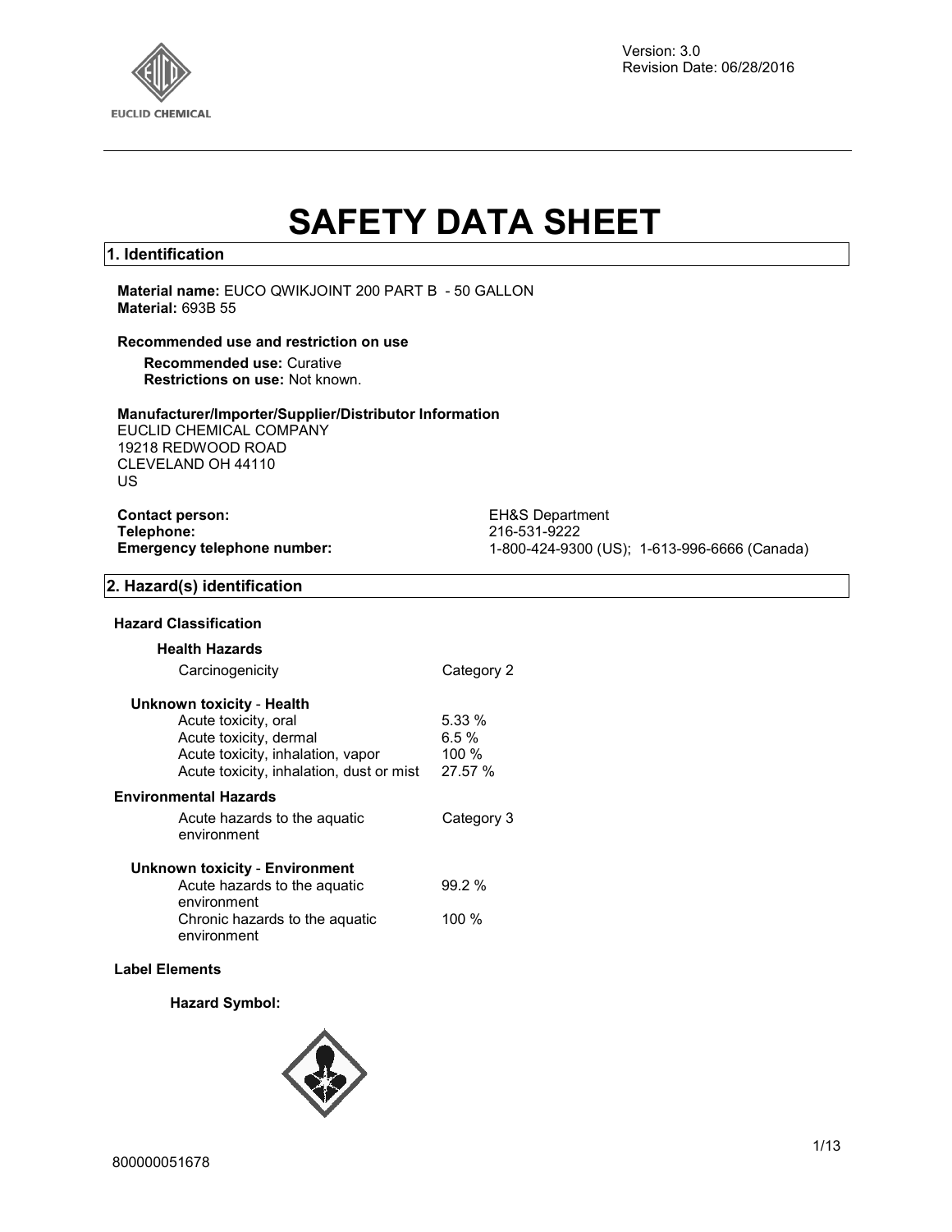Version: 3.0
Revision Date: 06/28/2016

# SAFETY DATA SHEET

## 1. Identification

**Material name:** EUCO QWIKJOINT 200 PART B - 50 GALLON
**Material:** 693B 55

### Recommended use and restriction on use

**Recommended use:** Curative
**Restrictions on use:** Not known.

### Manufacturer/Importer/Supplier/Distributor Information

EUCLID CHEMICAL COMPANY
19218 REDWOOD ROAD
CLEVELAND OH 44110
US

**Contact person:** EH&S Department
**Telephone:** 216-531-9222
**Emergency telephone number:** 1-800-424-9300 (US); 1-613-996-6666 (Canada)

## 2. Hazard(s) identification

### Hazard Classification

**Health Hazards**

| | |
|---|---|
| Carcinogenicity | Category 2 |

**Unknown toxicity - Health**

| | |
|---|---|
| Acute toxicity, oral | 5.33 % |
| Acute toxicity, dermal | 6.5 % |
| Acute toxicity, inhalation, vapor | 100 % |
| Acute toxicity, inhalation, dust or mist | 27.57 % |

**Environmental Hazards**

| | |
|---|---|
| Acute hazards to the aquatic environment | Category 3 |

**Unknown toxicity - Environment**

| | |
|---|---|
| Acute hazards to the aquatic environment | 99.2 % |
| Chronic hazards to the aquatic environment | 100 % |

### Label Elements

**Hazard Symbol:**

800000051678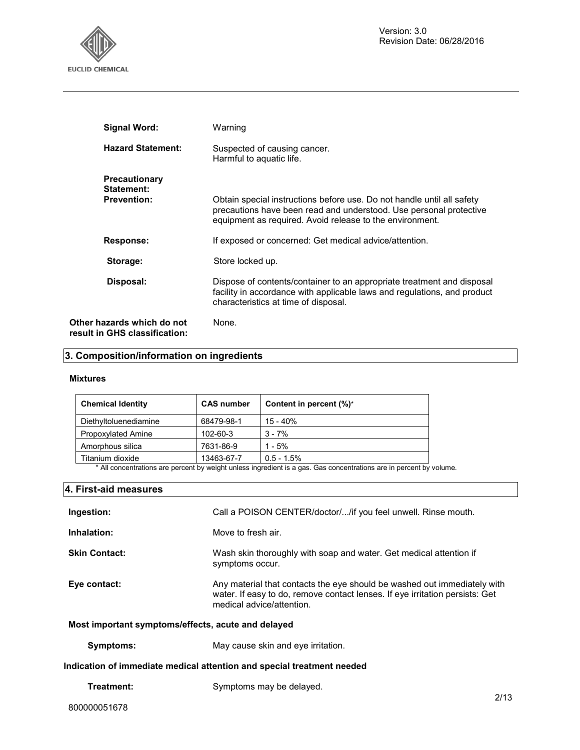**Signal Word:** Warning

**Hazard Statement:** Suspected of causing cancer.
Harmful to aquatic life.

**Precautionary Statement:**

**Prevention:** Obtain special instructions before use. Do not handle until all safety precautions have been read and understood. Use personal protective equipment as required. Avoid release to the environment.

**Response:** If exposed or concerned: Get medical advice/attention.

**Storage:** Store locked up.

**Disposal:** Dispose of contents/container to an appropriate treatment and disposal facility in accordance with applicable laws and regulations, and product characteristics at time of disposal.

**Other hazards which do not result in GHS classification:** None.

## 3. Composition/information on ingredients

**Mixtures**

| Chemical Identity | CAS number | Content in percent (%)* |
|---|---|---|
| Diethyltoluenediamine | 68479-98-1 | 15 - 40% |
| Propoxylated Amine | 102-60-3 | 3 - 7% |
| Amorphous silica | 7631-86-9 | 1 - 5% |
| Titanium dioxide | 13463-67-7 | 0.5 - 1.5% |

* All concentrations are percent by weight unless ingredient is a gas. Gas concentrations are in percent by volume.

## 4. First-aid measures

**Ingestion:** Call a POISON CENTER/doctor/.../if you feel unwell. Rinse mouth.

**Inhalation:** Move to fresh air.

**Skin Contact:** Wash skin thoroughly with soap and water. Get medical attention if symptoms occur.

**Eye contact:** Any material that contacts the eye should be washed out immediately with water. If easy to do, remove contact lenses. If eye irritation persists: Get medical advice/attention.

**Most important symptoms/effects, acute and delayed**

**Symptoms:** May cause skin and eye irritation.

**Indication of immediate medical attention and special treatment needed**

**Treatment:** Symptoms may be delayed.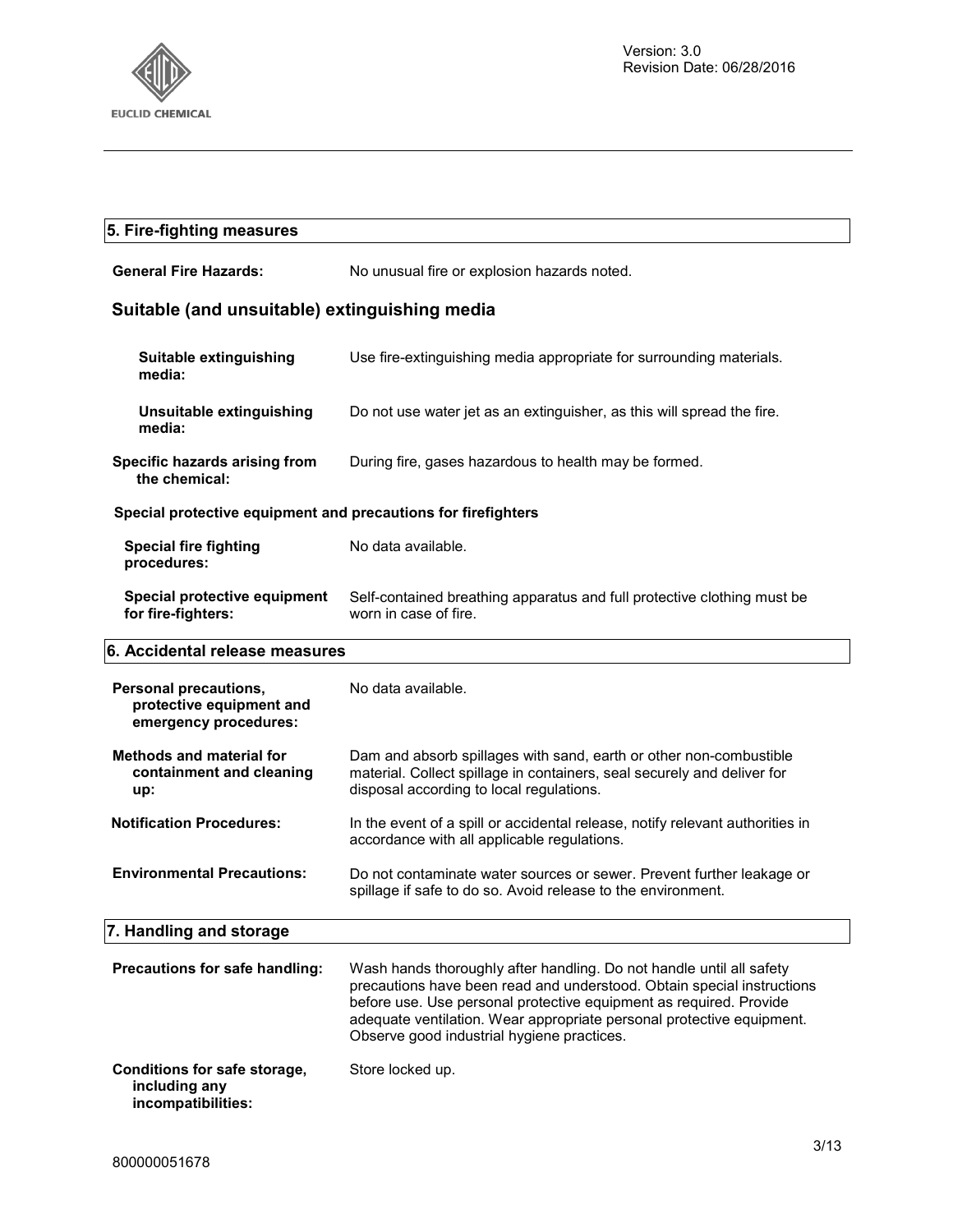## 5. Fire-fighting measures

**General Fire Hazards:** No unusual fire or explosion hazards noted.

### Suitable (and unsuitable) extinguishing media

**Suitable extinguishing media:** Use fire-extinguishing media appropriate for surrounding materials.

**Unsuitable extinguishing media:** Do not use water jet as an extinguisher, as this will spread the fire.

**Specific hazards arising from the chemical:** During fire, gases hazardous to health may be formed.

**Special protective equipment and precautions for firefighters**

**Special fire fighting procedures:** No data available.

**Special protective equipment for fire-fighters:** Self-contained breathing apparatus and full protective clothing must be worn in case of fire.

## 6. Accidental release measures

**Personal precautions, protective equipment and emergency procedures:** No data available.

**Methods and material for containment and cleaning up:** Dam and absorb spillages with sand, earth or other non-combustible material. Collect spillage in containers, seal securely and deliver for disposal according to local regulations.

**Notification Procedures:** In the event of a spill or accidental release, notify relevant authorities in accordance with all applicable regulations.

**Environmental Precautions:** Do not contaminate water sources or sewer. Prevent further leakage or spillage if safe to do so. Avoid release to the environment.

## 7. Handling and storage

**Precautions for safe handling:** Wash hands thoroughly after handling. Do not handle until all safety precautions have been read and understood. Obtain special instructions before use. Use personal protective equipment as required. Provide adequate ventilation. Wear appropriate personal protective equipment. Observe good industrial hygiene practices.

**Conditions for safe storage, including any incompatibilities:** Store locked up.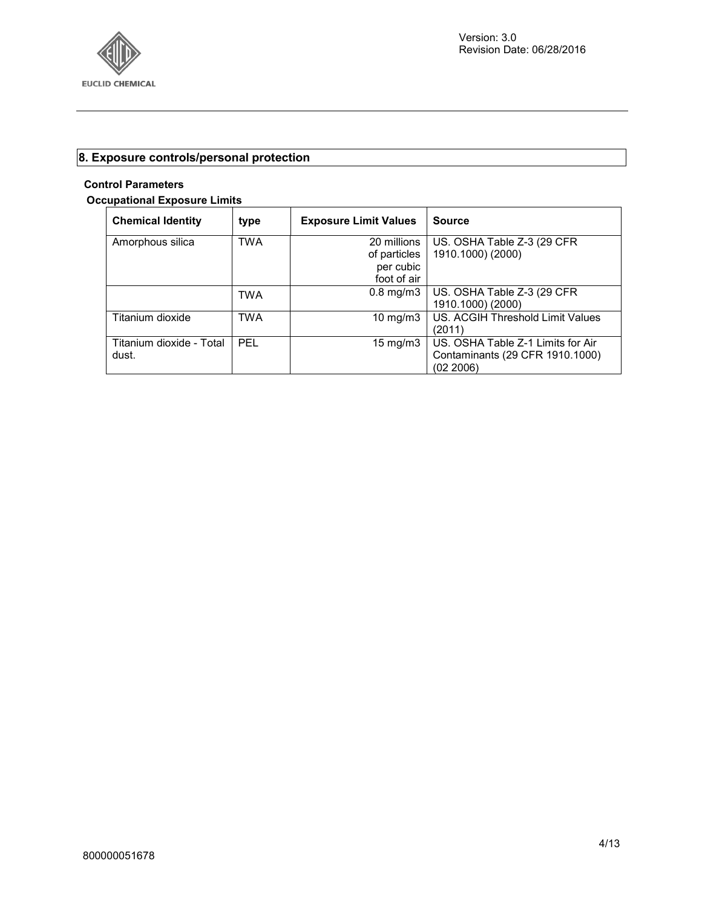## 8. Exposure controls/personal protection

**Control Parameters**

**Occupational Exposure Limits**

| Chemical Identity | type | Exposure Limit Values | Source |
|---|---|---|---|
| Amorphous silica | TWA | 20 millions of particles per cubic foot of air | US. OSHA Table Z-3 (29 CFR 1910.1000) (2000) |
| | TWA | 0.8 mg/m3 | US. OSHA Table Z-3 (29 CFR 1910.1000) (2000) |
| Titanium dioxide | TWA | 10 mg/m3 | US. ACGIH Threshold Limit Values (2011) |
| Titanium dioxide - Total dust. | PEL | 15 mg/m3 | US. OSHA Table Z-1 Limits for Air Contaminants (29 CFR 1910.1000) (02 2006) |

800000051678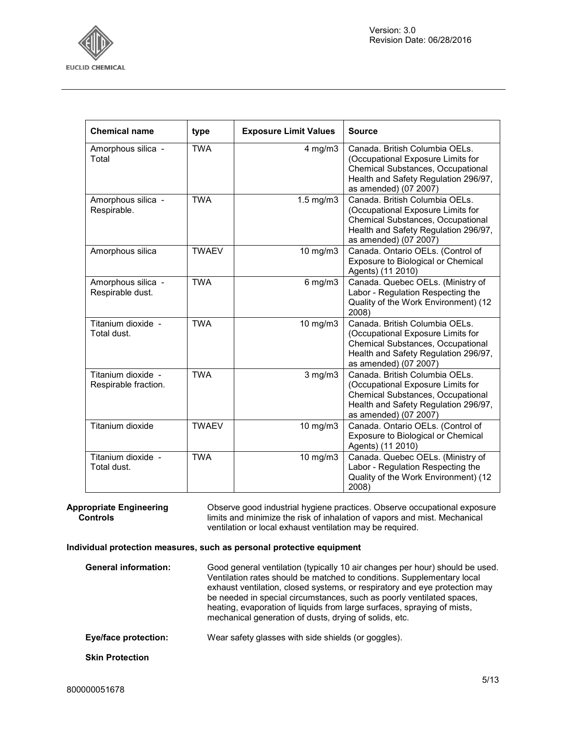| Chemical name | type | Exposure Limit Values | Source |
|---|---|---|---|
| Amorphous silica - Total | TWA | 4 mg/m3 | Canada. British Columbia OELs. (Occupational Exposure Limits for Chemical Substances, Occupational Health and Safety Regulation 296/97, as amended) (07 2007) |
| Amorphous silica - Respirable. | TWA | 1.5 mg/m3 | Canada. British Columbia OELs. (Occupational Exposure Limits for Chemical Substances, Occupational Health and Safety Regulation 296/97, as amended) (07 2007) |
| Amorphous silica | TWAEV | 10 mg/m3 | Canada. Ontario OELs. (Control of Exposure to Biological or Chemical Agents) (11 2010) |
| Amorphous silica - Respirable dust. | TWA | 6 mg/m3 | Canada. Quebec OELs. (Ministry of Labor - Regulation Respecting the Quality of the Work Environment) (12 2008) |
| Titanium dioxide - Total dust. | TWA | 10 mg/m3 | Canada. British Columbia OELs. (Occupational Exposure Limits for Chemical Substances, Occupational Health and Safety Regulation 296/97, as amended) (07 2007) |
| Titanium dioxide - Respirable fraction. | TWA | 3 mg/m3 | Canada. British Columbia OELs. (Occupational Exposure Limits for Chemical Substances, Occupational Health and Safety Regulation 296/97, as amended) (07 2007) |
| Titanium dioxide | TWAEV | 10 mg/m3 | Canada. Ontario OELs. (Control of Exposure to Biological or Chemical Agents) (11 2010) |
| Titanium dioxide - Total dust. | TWA | 10 mg/m3 | Canada. Quebec OELs. (Ministry of Labor - Regulation Respecting the Quality of the Work Environment) (12 2008) |

**Appropriate Engineering Controls**

Observe good industrial hygiene practices. Observe occupational exposure limits and minimize the risk of inhalation of vapors and mist. Mechanical ventilation or local exhaust ventilation may be required.

**Individual protection measures, such as personal protective equipment**

**General information:** Good general ventilation (typically 10 air changes per hour) should be used. Ventilation rates should be matched to conditions. Supplementary local exhaust ventilation, closed systems, or respiratory and eye protection may be needed in special circumstances, such as poorly ventilated spaces, heating, evaporation of liquids from large surfaces, spraying of mists, mechanical generation of dusts, drying of solids, etc.

**Eye/face protection:** Wear safety glasses with side shields (or goggles).

**Skin Protection**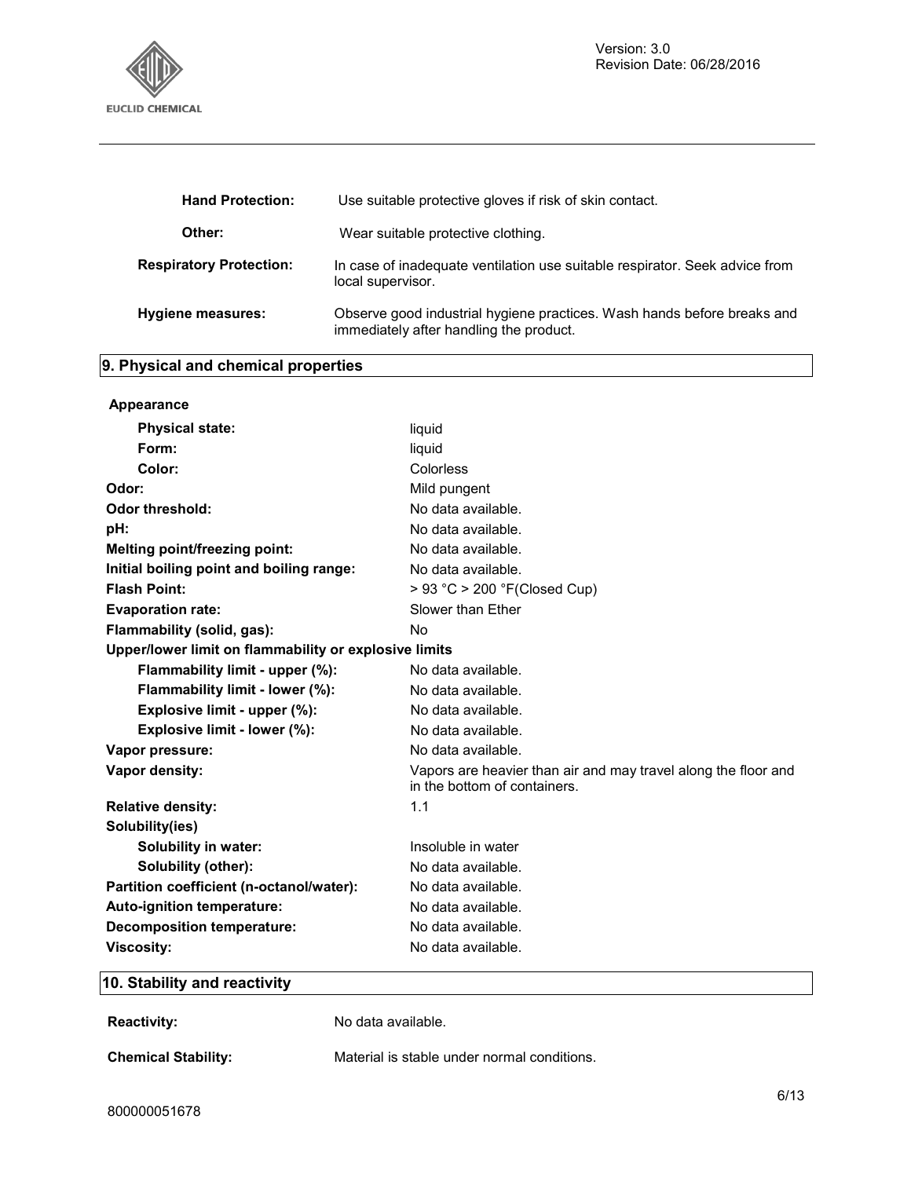| | |
|---|---|
| **Hand Protection:** | Use suitable protective gloves if risk of skin contact. |
| **Other:** | Wear suitable protective clothing. |
| **Respiratory Protection:** | In case of inadequate ventilation use suitable respirator. Seek advice from local supervisor. |
| **Hygiene measures:** | Observe good industrial hygiene practices. Wash hands before breaks and immediately after handling the product. |

## 9. Physical and chemical properties

**Appearance**

| | |
|---|---|
| **Physical state:** | liquid |
| **Form:** | liquid |
| **Color:** | Colorless |
| **Odor:** | Mild pungent |
| **Odor threshold:** | No data available. |
| **pH:** | No data available. |
| **Melting point/freezing point:** | No data available. |
| **Initial boiling point and boiling range:** | No data available. |
| **Flash Point:** | > 93 °C > 200 °F(Closed Cup) |
| **Evaporation rate:** | Slower than Ether |
| **Flammability (solid, gas):** | No |
| **Upper/lower limit on flammability or explosive limits** | |
| **Flammability limit - upper (%):** | No data available. |
| **Flammability limit - lower (%):** | No data available. |
| **Explosive limit - upper (%):** | No data available. |
| **Explosive limit - lower (%):** | No data available. |
| **Vapor pressure:** | No data available. |
| **Vapor density:** | Vapors are heavier than air and may travel along the floor and in the bottom of containers. |
| **Relative density:** | 1.1 |
| **Solubility(ies)** | |
| **Solubility in water:** | Insoluble in water |
| **Solubility (other):** | No data available. |
| **Partition coefficient (n-octanol/water):** | No data available. |
| **Auto-ignition temperature:** | No data available. |
| **Decomposition temperature:** | No data available. |
| **Viscosity:** | No data available. |

## 10. Stability and reactivity

| | |
|---|---|
| **Reactivity:** | No data available. |
| **Chemical Stability:** | Material is stable under normal conditions. |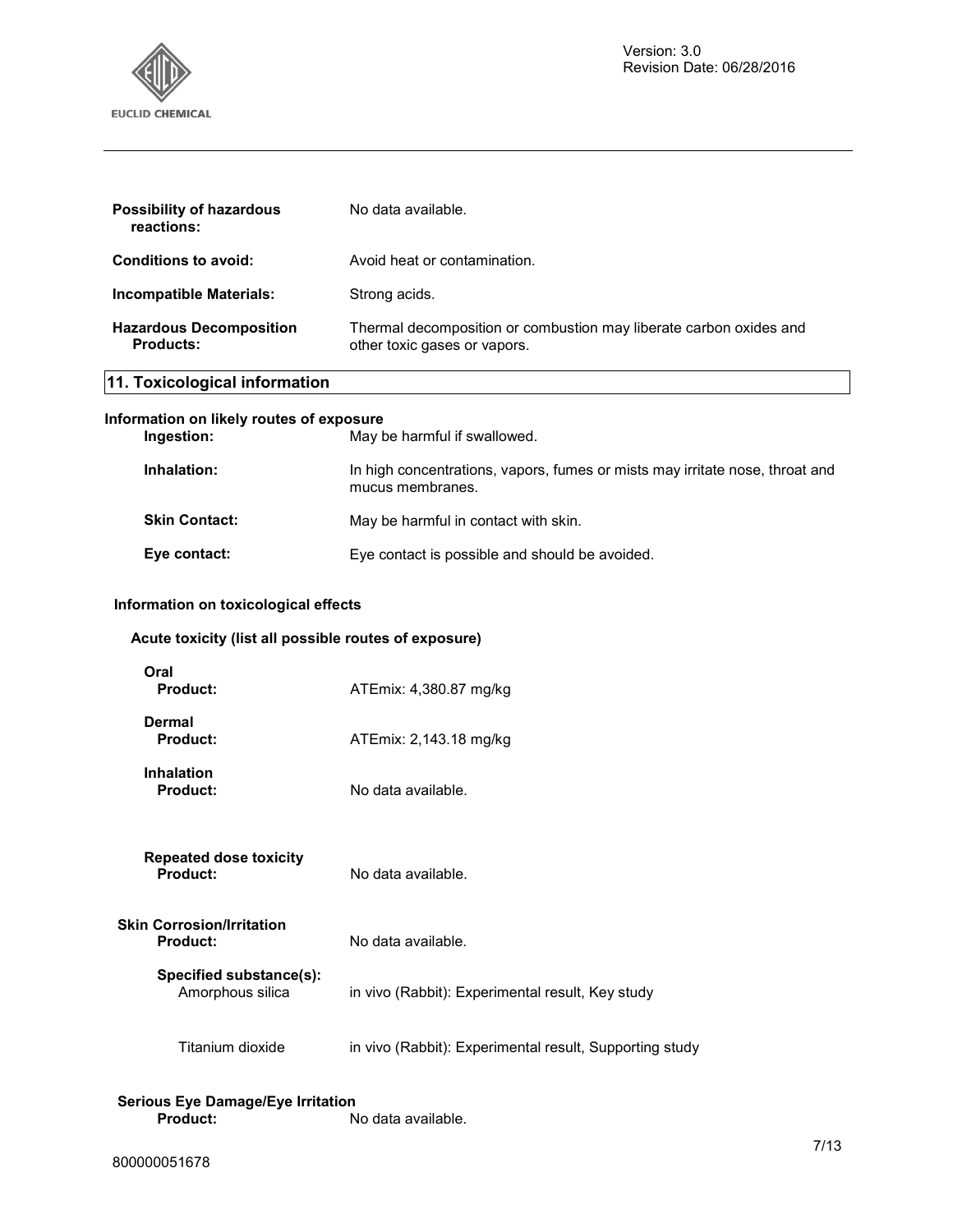**Possibility of hazardous reactions:** No data available.

**Conditions to avoid:** Avoid heat or contamination.

**Incompatible Materials:** Strong acids.

**Hazardous Decomposition Products:** Thermal decomposition or combustion may liberate carbon oxides and other toxic gases or vapors.

## 11. Toxicological information

### Information on likely routes of exposure

**Ingestion:** May be harmful if swallowed.

**Inhalation:** In high concentrations, vapors, fumes or mists may irritate nose, throat and mucus membranes.

**Skin Contact:** May be harmful in contact with skin.

**Eye contact:** Eye contact is possible and should be avoided.

### Information on toxicological effects

#### Acute toxicity (list all possible routes of exposure)

**Oral**
**Product:** ATEmix: 4,380.87 mg/kg

**Dermal**
**Product:** ATEmix: 2,143.18 mg/kg

**Inhalation**
**Product:** No data available.

**Repeated dose toxicity**
**Product:** No data available.

**Skin Corrosion/Irritation**
**Product:** No data available.

**Specified substance(s):**
Amorphous silica: in vivo (Rabbit): Experimental result, Key study

Titanium dioxide: in vivo (Rabbit): Experimental result, Supporting study

**Serious Eye Damage/Eye Irritation**
**Product:** No data available.

800000051678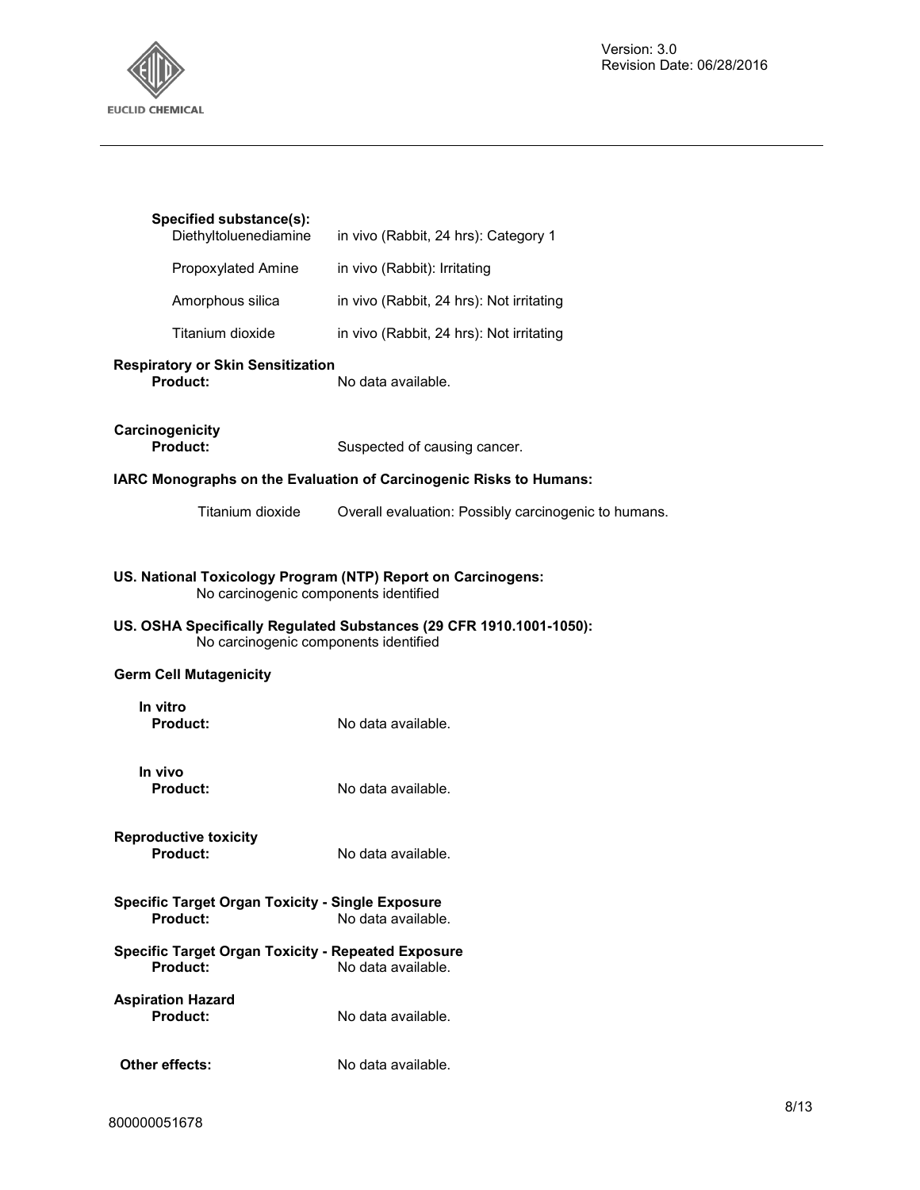**Specified substance(s):**

| | |
|---|---|
| Diethyltoluenediamine | in vivo (Rabbit, 24 hrs): Category 1 |
| Propoxylated Amine | in vivo (Rabbit): Irritating |
| Amorphous silica | in vivo (Rabbit, 24 hrs): Not irritating |
| Titanium dioxide | in vivo (Rabbit, 24 hrs): Not irritating |

**Respiratory or Skin Sensitization**

**Product:** No data available.

**Carcinogenicity**

**Product:** Suspected of causing cancer.

**IARC Monographs on the Evaluation of Carcinogenic Risks to Humans:**

| | |
|---|---|
| Titanium dioxide | Overall evaluation: Possibly carcinogenic to humans. |

**US. National Toxicology Program (NTP) Report on Carcinogens:**
No carcinogenic components identified

**US. OSHA Specifically Regulated Substances (29 CFR 1910.1001-1050):**
No carcinogenic components identified

**Germ Cell Mutagenicity**

**In vitro**

**Product:** No data available.

**In vivo**

**Product:** No data available.

**Reproductive toxicity**

**Product:** No data available.

**Specific Target Organ Toxicity - Single Exposure**

**Product:** No data available.

**Specific Target Organ Toxicity - Repeated Exposure**

**Product:** No data available.

**Aspiration Hazard**

**Product:** No data available.

**Other effects:** No data available.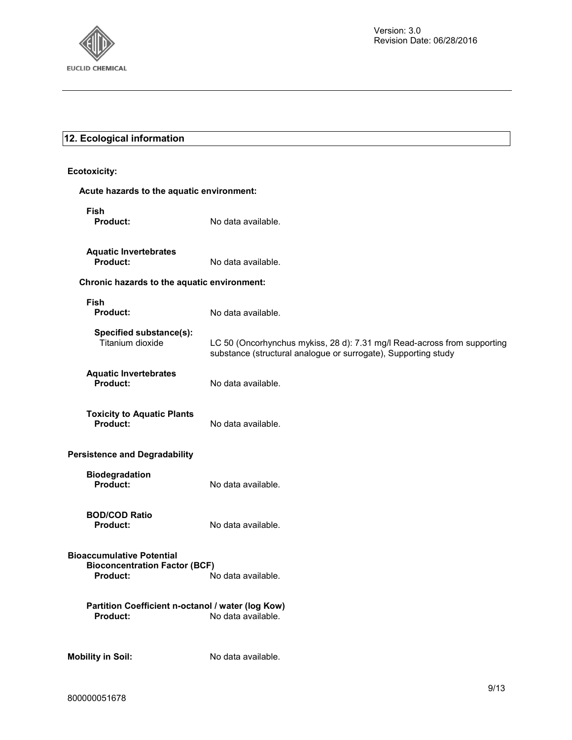## 12. Ecological information

**Ecotoxicity:**

**Acute hazards to the aquatic environment:**

**Fish**
**Product:** No data available.

**Aquatic Invertebrates**
**Product:** No data available.

**Chronic hazards to the aquatic environment:**

**Fish**
**Product:** No data available.

**Specified substance(s):**
Titanium dioxide — LC 50 (Oncorhynchus mykiss, 28 d): 7.31 mg/l Read-across from supporting substance (structural analogue or surrogate), Supporting study

**Aquatic Invertebrates**
**Product:** No data available.

**Toxicity to Aquatic Plants**
**Product:** No data available.

**Persistence and Degradability**

**Biodegradation**
**Product:** No data available.

**BOD/COD Ratio**
**Product:** No data available.

**Bioaccumulative Potential**
**Bioconcentration Factor (BCF)**
**Product:** No data available.

**Partition Coefficient n-octanol / water (log Kow)**
**Product:** No data available.

**Mobility in Soil:** No data available.

800000051678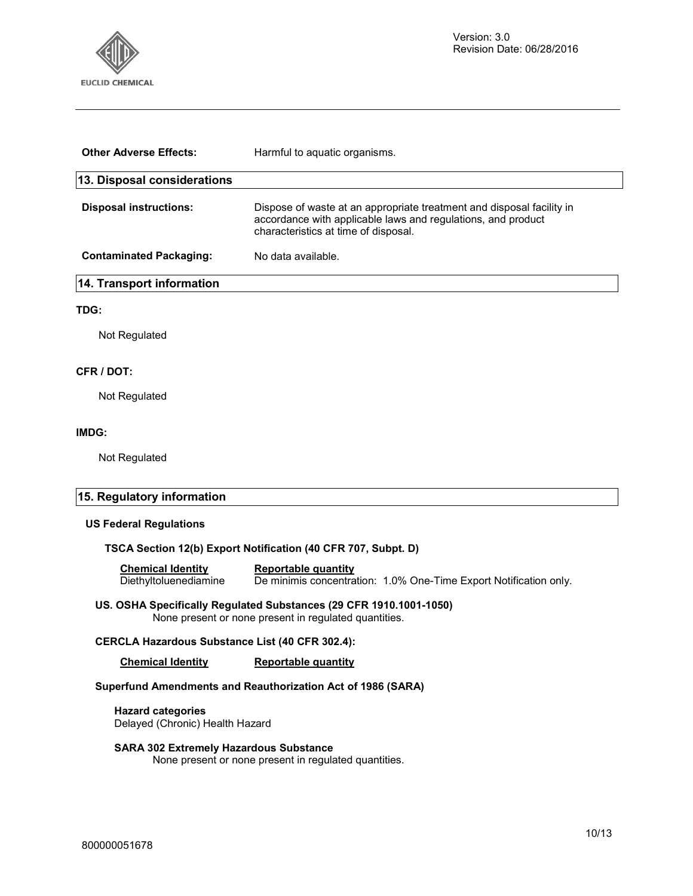**Other Adverse Effects:** Harmful to aquatic organisms.

## 13. Disposal considerations

**Disposal instructions:** Dispose of waste at an appropriate treatment and disposal facility in accordance with applicable laws and regulations, and product characteristics at time of disposal.

**Contaminated Packaging:** No data available.

## 14. Transport information

**TDG:**

Not Regulated

**CFR / DOT:**

Not Regulated

**IMDG:**

Not Regulated

## 15. Regulatory information

**US Federal Regulations**

**TSCA Section 12(b) Export Notification (40 CFR 707, Subpt. D)**

| Chemical Identity | Reportable quantity |
|---|---|
| Diethyltoluenediamine | De minimis concentration: 1.0% One-Time Export Notification only. |

**US. OSHA Specifically Regulated Substances (29 CFR 1910.1001-1050)**
None present or none present in regulated quantities.

**CERCLA Hazardous Substance List (40 CFR 302.4):**

| Chemical Identity | Reportable quantity |
|---|---|

**Superfund Amendments and Reauthorization Act of 1986 (SARA)**

**Hazard categories**
Delayed (Chronic) Health Hazard

**SARA 302 Extremely Hazardous Substance**
None present or none present in regulated quantities.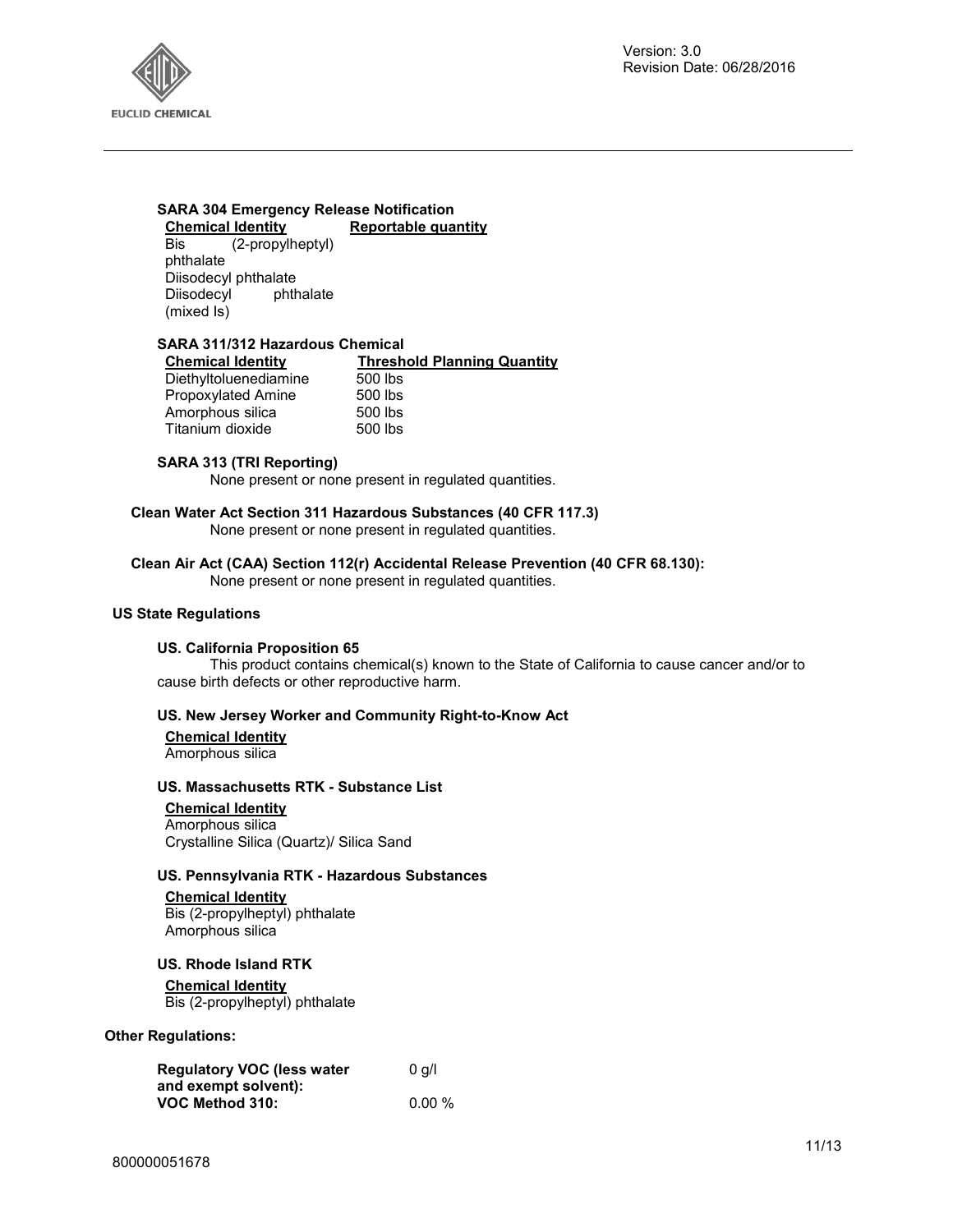**SARA 304 Emergency Release Notification**

| Chemical Identity | Reportable quantity |
| --- | --- |
| Bis (2-propylheptyl) phthalate | |
| Diisodecyl phthalate | |
| Diisodecyl phthalate (mixed Is) | |

**SARA 311/312 Hazardous Chemical**

| Chemical Identity | Threshold Planning Quantity |
| --- | --- |
| Diethyltoluenediamine | 500 lbs |
| Propoxylated Amine | 500 lbs |
| Amorphous silica | 500 lbs |
| Titanium dioxide | 500 lbs |

**SARA 313 (TRI Reporting)**

None present or none present in regulated quantities.

**Clean Water Act Section 311 Hazardous Substances (40 CFR 117.3)**

None present or none present in regulated quantities.

**Clean Air Act (CAA) Section 112(r) Accidental Release Prevention (40 CFR 68.130):**

None present or none present in regulated quantities.

**US State Regulations**

**US. California Proposition 65**

This product contains chemical(s) known to the State of California to cause cancer and/or to cause birth defects or other reproductive harm.

**US. New Jersey Worker and Community Right-to-Know Act**

**Chemical Identity**

Amorphous silica

**US. Massachusetts RTK - Substance List**

**Chemical Identity**

Amorphous silica
Crystalline Silica (Quartz)/ Silica Sand

**US. Pennsylvania RTK - Hazardous Substances**

**Chemical Identity**

Bis (2-propylheptyl) phthalate
Amorphous silica

**US. Rhode Island RTK**

**Chemical Identity**

Bis (2-propylheptyl) phthalate

**Other Regulations:**

| | |
| --- | --- |
| **Regulatory VOC (less water and exempt solvent):** | 0 g/l |
| **VOC Method 310:** | 0.00 % |

800000051678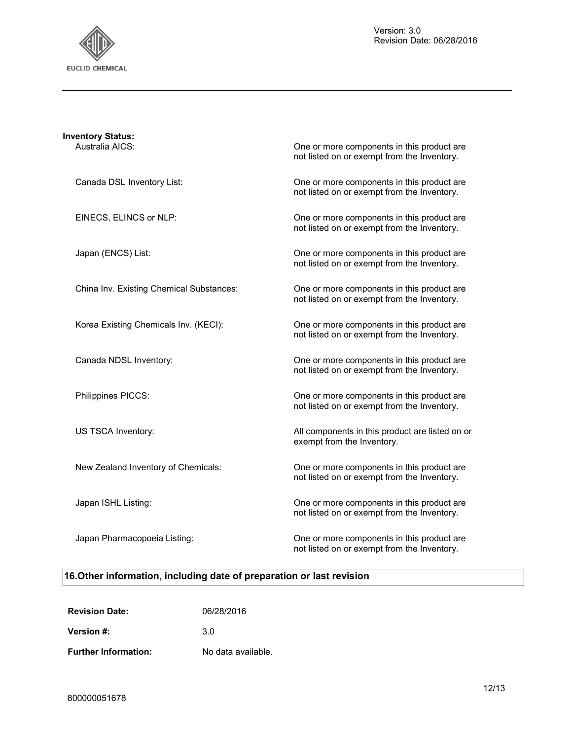**Inventory Status:**

| | |
|---|---|
| Australia AICS: | One or more components in this product are not listed on or exempt from the Inventory. |
| Canada DSL Inventory List: | One or more components in this product are not listed on or exempt from the Inventory. |
| EINECS, ELINCS or NLP: | One or more components in this product are not listed on or exempt from the Inventory. |
| Japan (ENCS) List: | One or more components in this product are not listed on or exempt from the Inventory. |
| China Inv. Existing Chemical Substances: | One or more components in this product are not listed on or exempt from the Inventory. |
| Korea Existing Chemicals Inv. (KECI): | One or more components in this product are not listed on or exempt from the Inventory. |
| Canada NDSL Inventory: | One or more components in this product are not listed on or exempt from the Inventory. |
| Philippines PICCS: | One or more components in this product are not listed on or exempt from the Inventory. |
| US TSCA Inventory: | All components in this product are listed on or exempt from the Inventory. |
| New Zealand Inventory of Chemicals: | One or more components in this product are not listed on or exempt from the Inventory. |
| Japan ISHL Listing: | One or more components in this product are not listed on or exempt from the Inventory. |
| Japan Pharmacopoeia Listing: | One or more components in this product are not listed on or exempt from the Inventory. |

## 16.Other information, including date of preparation or last revision

**Revision Date:** 06/28/2016

**Version #:** 3.0

**Further Information:** No data available.

800000051678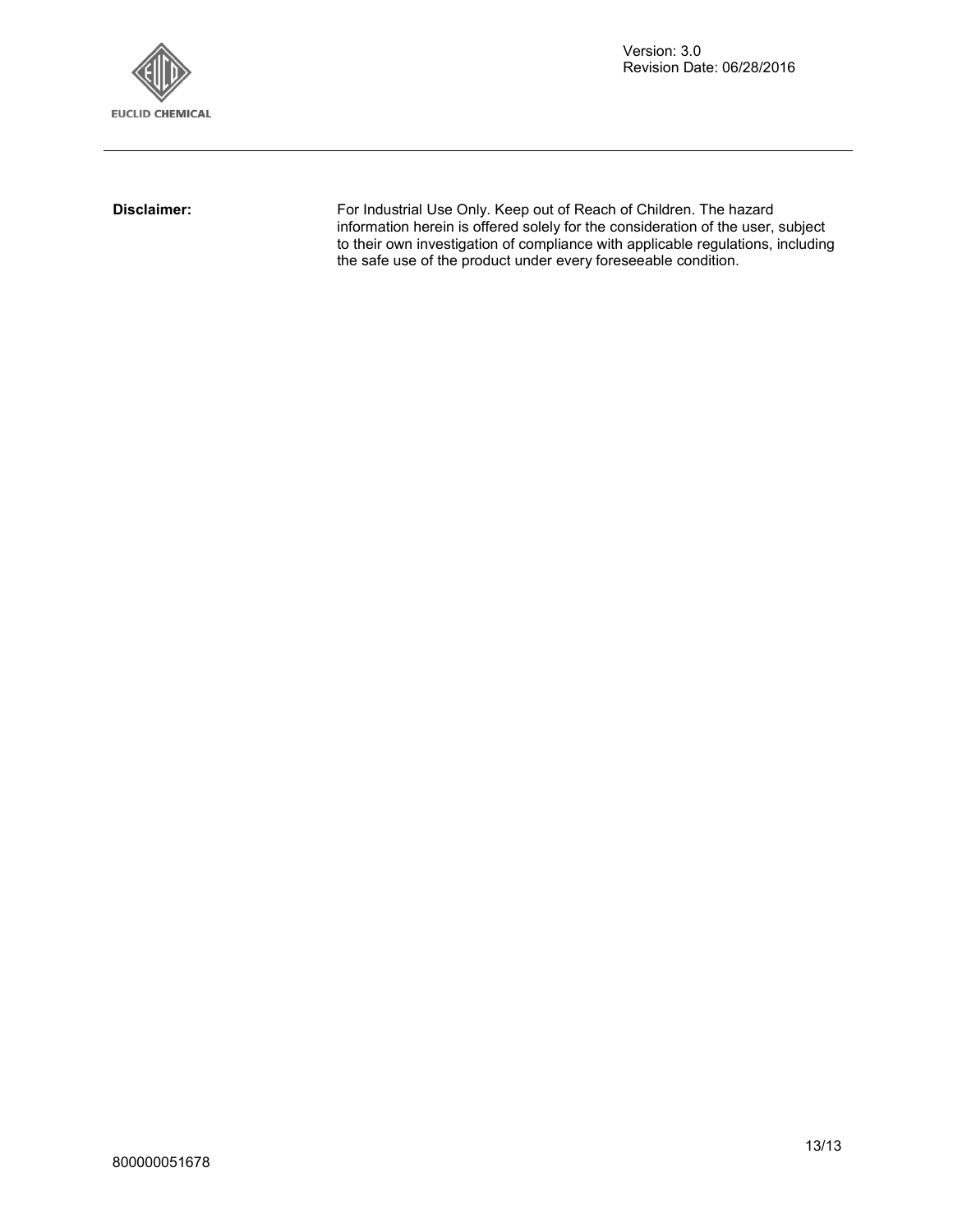| | |
|---|---|
| **Disclaimer:** | For Industrial Use Only. Keep out of Reach of Children. The hazard information herein is offered solely for the consideration of the user, subject to their own investigation of compliance with applicable regulations, including the safe use of the product under every foreseeable condition. |